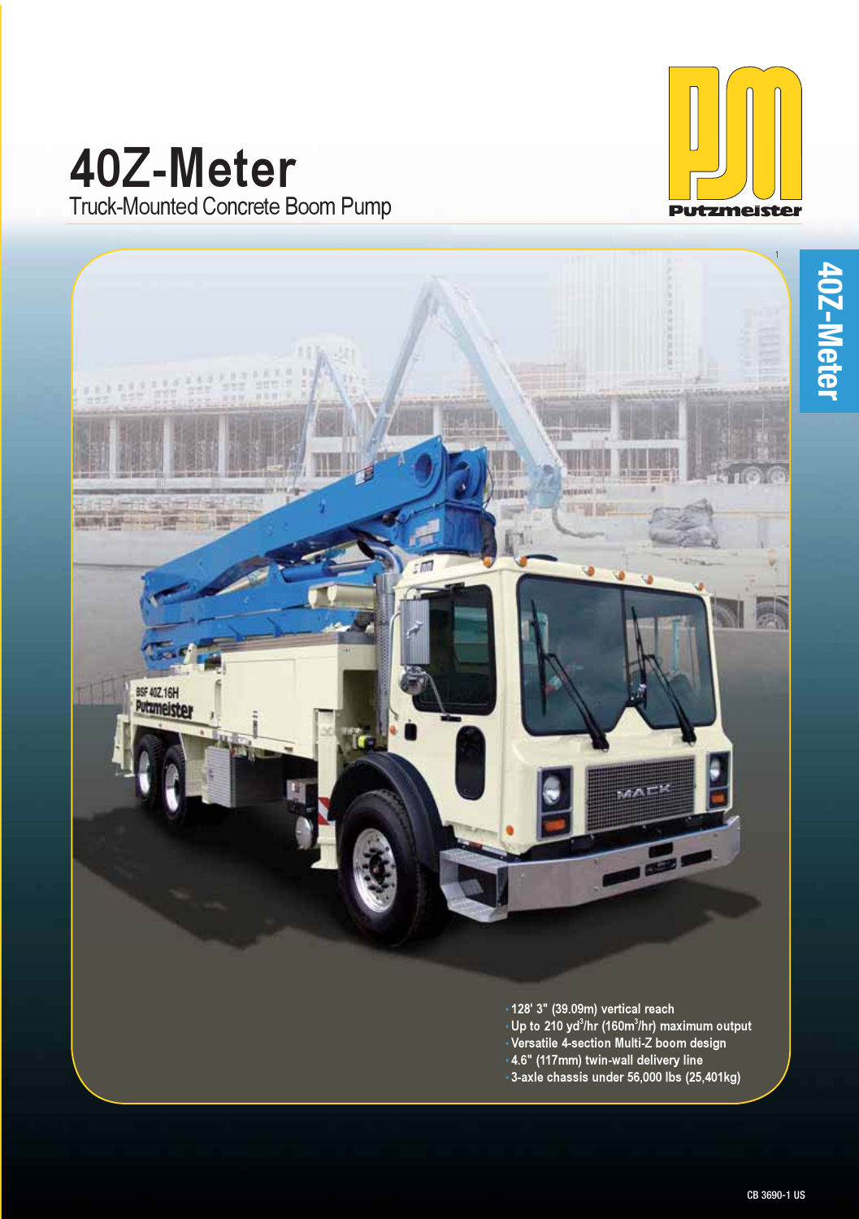# 40Z-Meter

## Truck-Mounted Concrete Boom Pump

- 128' 3" (39.09m) vertical reach
- Up to 210 $yd^3/hr$ ($160m^3/hr$) maximum output
- Versatile 4-section Multi-Z boom design
- 4.6" (117mm) twin-wall delivery line
- 3-axle chassis under 56,000 lbs (25,401kg)

CB 3690-1 US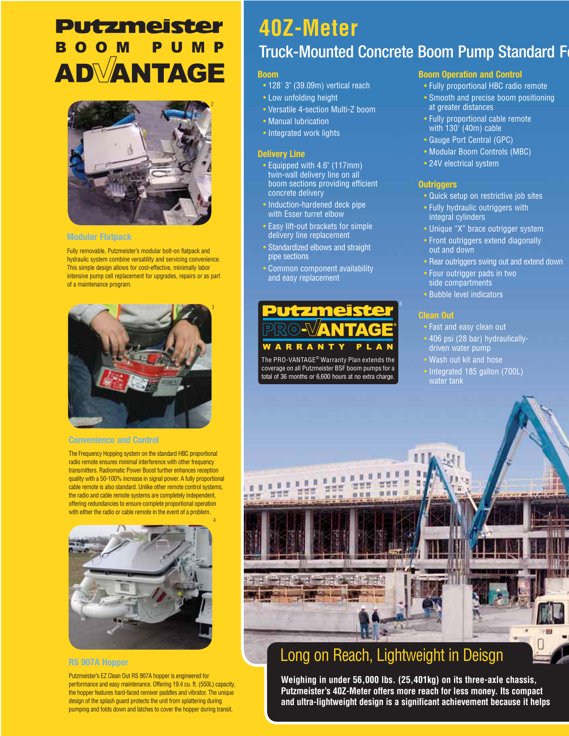# Putzmeister BOOM PUMP ADVANTAGE

### Modular Flatpack

Fully removable, Putzmeister's modular bolt-on flatpack and hydraulic system combine versatility and servicing convenience. This simple design allows for cost-effective, minimally labor intensive pump cell replacement for upgrades, repairs or as part of a maintenance program.

### Convenience and Control

The Frequency Hopping system on the standard HBC proportional radio remote ensures minimal interference with other frequency transmitters. Radiomatic Power Boost further enhances reception quality with a 50-100% increase in signal power. A fully proportional cable remote is also standard. Unlike other remote control systems, the radio and cable remote systems are completely independent, offering redundancies to ensure complete proportional operation with either the radio or cable remote in the event of a problem.

### RS 907A Hopper

Putzmeister's EZ Clean Out RS 907A hopper is engineered for performance and easy maintenance. Offering 19.4 cu. ft. (550L) capacity, the hopper features hard-faced remixer paddles and vibrator. The unique design of the splash guard protects the unit from splattering during pumping and folds down and latches to cover the hopper during transit.

# 40Z-Meter

## Truck-Mounted Concrete Boom Pump Standard F

### Boom

- 128' 3" (39.09m) vertical reach
- Low unfolding height
- Versatile 4-section Multi-Z boom
- Manual lubrication
- Integrated work lights

### Delivery Line

- Equipped with 4.6" (117mm) twin-wall delivery line on all boom sections providing efficient concrete delivery
- Induction-hardened deck pipe with Esser turret elbow
- Easy lift-out brackets for simple delivery line replacement
- Standardized elbows and straight pipe sections
- Common component availability and easy replacement

**Putzmeister PRO-VANTAGE® WARRANTY PLAN**

The PRO-VANTAGE® Warranty Plan extends the coverage on all Putzmeister BSF boom pumps for a total of 36 months or 6,600 hours at no extra charge.

### Boom Operation and Control

- Fully proportional HBC radio remote
- Smooth and precise boom positioning at greater distances
- Fully proportional cable remote with 130' (40m) cable
- Gauge Port Central (GPC)
- Modular Boom Controls (MBC)
- 24V electrical system

### Outriggers

- Quick setup on restrictive job sites
- Fully hydraulic outriggers with integral cylinders
- Unique "X" brace outrigger system
- Front outriggers extend diagonally out and down
- Rear outriggers swing out and extend down
- Four outrigger pads in two side compartments
- Bubble level indicators

### Clean Out

- Fast and easy clean out
- 406 psi (28 bar) hydraulically-driven water pump
- Wash out kit and hose
- Integrated 185 gallon (700L) water tank

## Long on Reach, Lightweight in Deisgn

**Weighing in under 56,000 lbs. (25,401kg) on its three-axle chassis, Putzmeister's 40Z-Meter offers more reach for less money. Its compact and ultra-lightweight design is a significant achievement because it helps**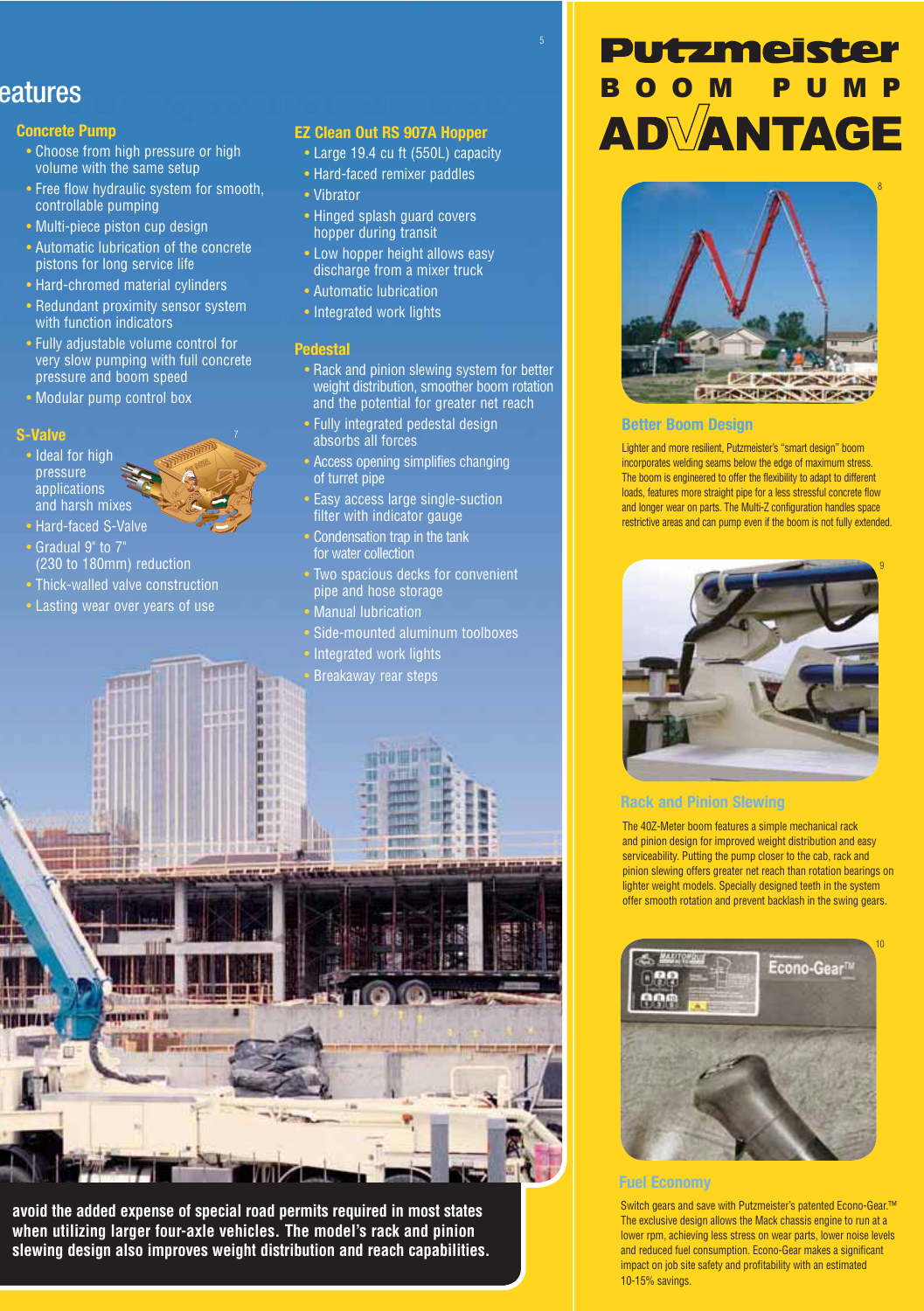## eatures

### Concrete Pump

- Choose from high pressure or high volume with the same setup
- Free flow hydraulic system for smooth, controllable pumping
- Multi-piece piston cup design
- Automatic lubrication of the concrete pistons for long service life
- Hard-chromed material cylinders
- Redundant proximity sensor system with function indicators
- Fully adjustable volume control for very slow pumping with full concrete pressure and boom speed
- Modular pump control box

### S-Valve

- Ideal for high pressure applications and harsh mixes
- Hard-faced S-Valve
- Gradual 9" to 7" (230 to 180mm) reduction
- Thick-walled valve construction
- Lasting wear over years of use

### EZ Clean Out RS 907A Hopper

- Large 19.4 cu ft (550L) capacity
- Hard-faced remixer paddles
- Vibrator
- Hinged splash guard covers hopper during transit
- Low hopper height allows easy discharge from a mixer truck
- Automatic lubrication
- Integrated work lights

### Pedestal

- Rack and pinion slewing system for better weight distribution, smoother boom rotation and the potential for greater net reach
- Fully integrated pedestal design absorbs all forces
- Access opening simplifies changing of turret pipe
- Easy access large single-suction filter with indicator gauge
- Condensation trap in the tank for water collection
- Two spacious decks for convenient pipe and hose storage
- Manual lubrication
- Side-mounted aluminum toolboxes
- Integrated work lights
- Breakaway rear steps

**avoid the added expense of special road permits required in most states when utilizing larger four-axle vehicles. The model's rack and pinion slewing design also improves weight distribution and reach capabilities.**

# Putzmeister BOOM PUMP ADVANTAGE

### Better Boom Design

Lighter and more resilient, Putzmeister's "smart design" boom incorporates welding seams below the edge of maximum stress. The boom is engineered to offer the flexibility to adapt to different loads, features more straight pipe for a less stressful concrete flow and longer wear on parts. The Multi-Z configuration handles space restrictive areas and can pump even if the boom is not fully extended.

### Rack and Pinion Slewing

The 40Z-Meter boom features a simple mechanical rack and pinion design for improved weight distribution and easy serviceability. Putting the pump closer to the cab, rack and pinion slewing offers greater net reach than rotation bearings on lighter weight models. Specially designed teeth in the system offer smooth rotation and prevent backlash in the swing gears.

### Fuel Economy

Switch gears and save with Putzmeister's patented Econo-Gear.™ The exclusive design allows the Mack chassis engine to run at a lower rpm, achieving less stress on wear parts, lower noise levels and reduced fuel consumption. Econo-Gear makes a significant impact on job site safety and profitability with an estimated 10-15% savings.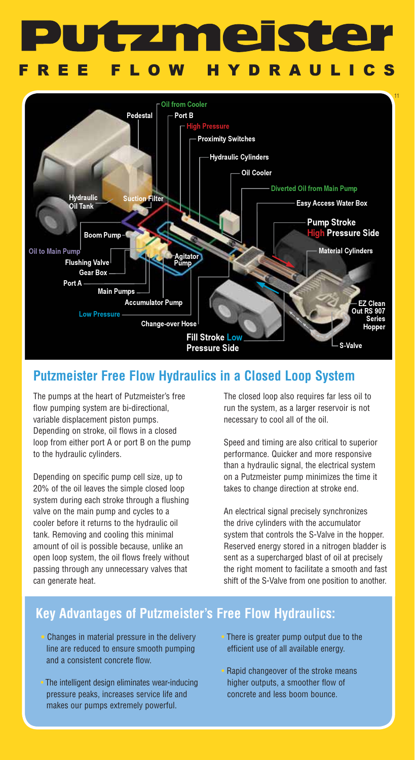# Putzmeister

## FREE FLOW HYDRAULICS

Oil from Cooler
Pedestal
Port B
High Pressure
Proximity Switches
Hydraulic Cylinders
Oil Cooler
Diverted Oil from Main Pump
Easy Access Water Box
Hydraulic Oil Tank
Suction Filter
Pump Stroke High Pressure Side
Boom Pump
Oil to Main Pump
Material Cylinders
Flushing Valve
Agitator Pump
Gear Box
Port A
Main Pumps
Accumulator Pump
EZ Clean Out RS 907 Series Hopper
Low Pressure
Change-over Hose
Fill Stroke Low Pressure Side
S-Valve

## Putzmeister Free Flow Hydraulics in a Closed Loop System

The pumps at the heart of Putzmeister's free flow pumping system are bi-directional, variable displacement piston pumps. Depending on stroke, oil flows in a closed loop from either port A or port B on the pump to the hydraulic cylinders.

Depending on specific pump cell size, up to 20% of the oil leaves the simple closed loop system during each stroke through a flushing valve on the main pump and cycles to a cooler before it returns to the hydraulic oil tank. Removing and cooling this minimal amount of oil is possible because, unlike an open loop system, the oil flows freely without passing through any unnecessary valves that can generate heat.

The closed loop also requires far less oil to run the system, as a larger reservoir is not necessary to cool all of the oil.

Speed and timing are also critical to superior performance. Quicker and more responsive than a hydraulic signal, the electrical system on a Putzmeister pump minimizes the time it takes to change direction at stroke end.

An electrical signal precisely synchronizes the drive cylinders with the accumulator system that controls the S-Valve in the hopper. Reserved energy stored in a nitrogen bladder is sent as a supercharged blast of oil at precisely the right moment to facilitate a smooth and fast shift of the S-Valve from one position to another.

## Key Advantages of Putzmeister's Free Flow Hydraulics:

- Changes in material pressure in the delivery line are reduced to ensure smooth pumping and a consistent concrete flow.
- The intelligent design eliminates wear-inducing pressure peaks, increases service life and makes our pumps extremely powerful.
- There is greater pump output due to the efficient use of all available energy.
- Rapid changeover of the stroke means higher outputs, a smoother flow of concrete and less boom bounce.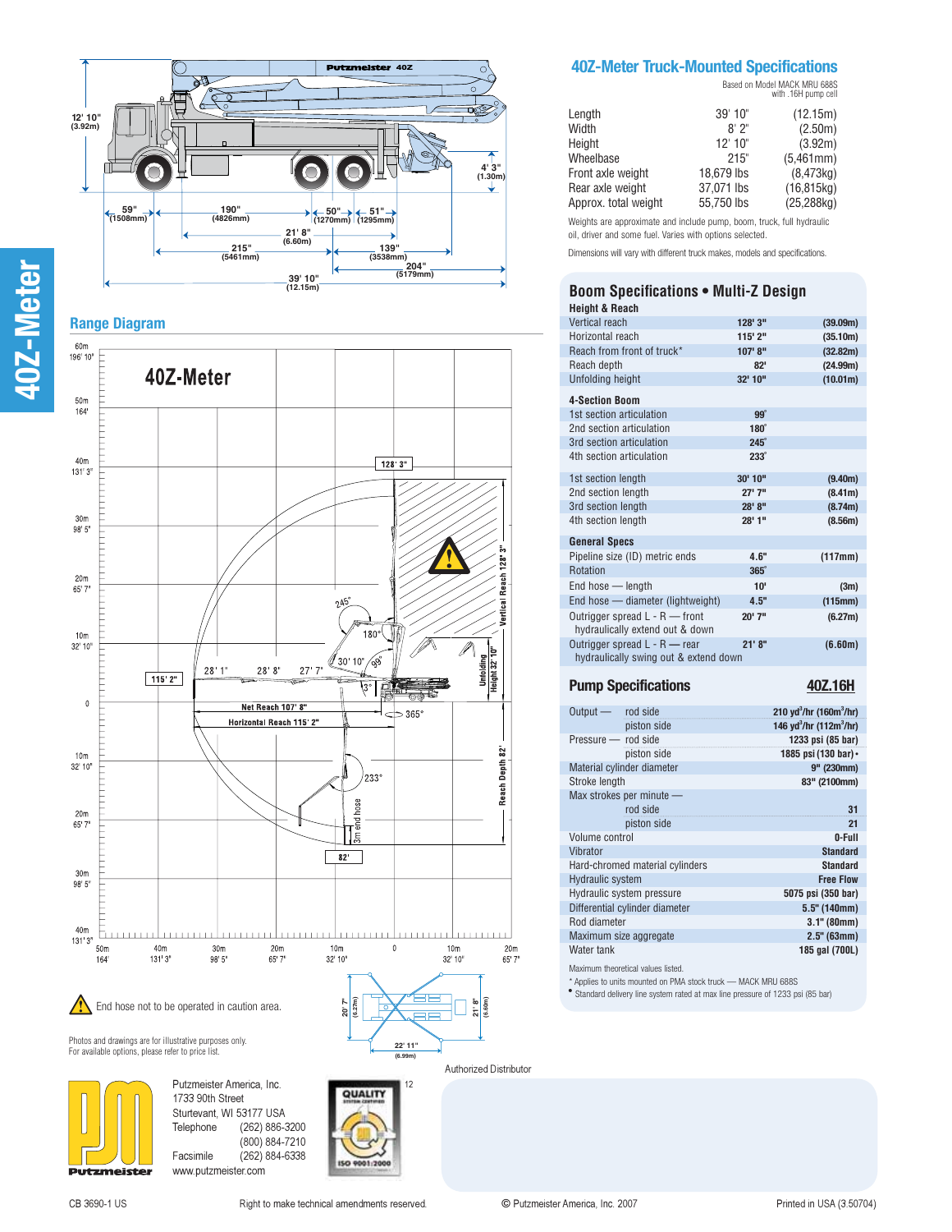# 40Z-Meter

12' 10" (3.92m)
4' 3" (1.30m)
59" (1508mm)
190" (4826mm)
50" (1270mm)
51" (1295mm)
21' 8" (6.60m)
215" (5461mm)
139" (3538mm)
204" (5179mm)
39' 10" (12.15m)

## Range Diagram

40Z-Meter

60m 196' 10"
50m 164'
40m 131' 3"
30m 98' 5"
20m 65' 7"
10m 32' 10"
0
10m 32' 10"
20m 65' 7"
30m 98' 5"
40m 131' 3"

50m 164'
40m 131' 3"
30m 98' 5"
20m 65' 7"
10m 32' 10"
0
10m 32' 10"
20m 65' 7"

128' 3"
115' 2"
28' 1"
28' 8"
27' 7"
30' 10"
245°
180°
99°
3°
365°
233°
Net Reach 107' 8"
Horizontal Reach 115' 2"
Vertical Reach 128' 3"
Unfolding Height 32' 10"
Reach Depth 82'
3m end hose
82'

End hose not to be operated in caution area.

20' 7" (6.27m)
21' 8" (6.60m)
22' 11" (6.99m)

Photos and drawings are for illustrative purposes only.
For available options, please refer to price list.

## 40Z-Meter Truck-Mounted Specifications

Based on Model MACK MRU 688S with .16H pump cell

| | | |
|---|---|---|
| Length | 39' 10" | (12.15m) |
| Width | 8' 2" | (2.50m) |
| Height | 12' 10" | (3.92m) |
| Wheelbase | 215" | (5,461mm) |
| Front axle weight | 18,679 lbs | (8,473kg) |
| Rear axle weight | 37,071 lbs | (16,815kg) |
| Approx. total weight | 55,750 lbs | (25,288kg) |

Weights are approximate and include pump, boom, truck, full hydraulic oil, driver and some fuel. Varies with options selected.

Dimensions will vary with different truck makes, models and specifications.

## Boom Specifications • Multi-Z Design

| Height & Reach | | |
|---|---|---|
| Vertical reach | 128' 3" | (39.09m) |
| Horizontal reach | 115' 2" | (35.10m) |
| Reach from front of truck* | 107' 8" | (32.82m) |
| Reach depth | 82' | (24.99m) |
| Unfolding height | 32' 10" | (10.01m) |
| **4-Section Boom** | | |
| 1st section articulation | 99° | |
| 2nd section articulation | 180° | |
| 3rd section articulation | 245° | |
| 4th section articulation | 233° | |
| 1st section length | 30' 10" | (9.40m) |
| 2nd section length | 27' 7" | (8.41m) |
| 3rd section length | 28' 8" | (8.74m) |
| 4th section length | 28' 1" | (8.56m) |
| **General Specs** | | |
| Pipeline size (ID) metric ends | 4.6" | (117mm) |
| Rotation | 365° | |
| End hose — length | 10' | (3m) |
| End hose — diameter (lightweight) | 4.5" | (115mm) |
| Outrigger spread L - R — front hydraulically extend out & down | 20' 7" | (6.27m) |
| Outrigger spread L - R — rear hydraulically swing out & extend down | 21' 8" | (6.60m) |

## Pump Specifications — 40Z.16H

| | |
|---|---|
| Output — rod side | 210 yd³/hr (160m³/hr) |
| piston side | 146 yd³/hr (112m³/hr) |
| Pressure — rod side | 1233 psi (85 bar) |
| piston side | 1885 psi (130 bar) • |
| Material cylinder diameter | 9" (230mm) |
| Stroke length | 83" (2100mm) |
| Max strokes per minute — rod side | 31 |
| piston side | 21 |
| Volume control | 0-Full |
| Vibrator | Standard |
| Hard-chromed material cylinders | Standard |
| Hydraulic system | Free Flow |
| Hydraulic system pressure | 5075 psi (350 bar) |
| Differential cylinder diameter | 5.5" (140mm) |
| Rod diameter | 3.1" (80mm) |
| Maximum size aggregate | 2.5" (63mm) |
| Water tank | 185 gal (700L) |

Maximum theoretical values listed.

\* Applies to units mounted on PMA stock truck — MACK MRU 688S

• Standard delivery line system rated at max line pressure of 1233 psi (85 bar)

Putzmeister America, Inc.
1733 90th Street
Sturtevant, WI 53177 USA
Telephone (262) 886-3200
(800) 884-7210
Facsimile (262) 884-6338
www.putzmeister.com

Authorized Distributor

CB 3690-1 US — Right to make technical amendments reserved. — © Putzmeister America, Inc. 2007 — Printed in USA (3.50704)